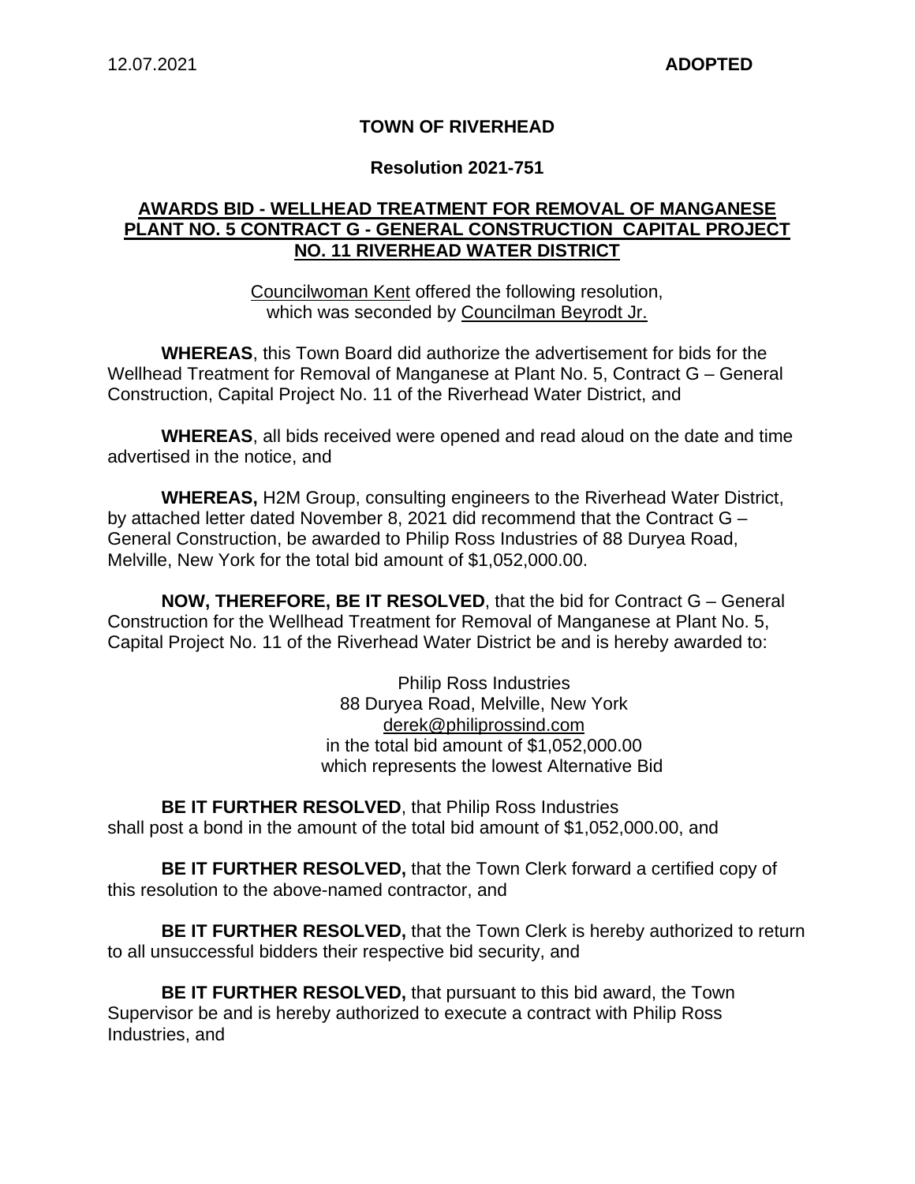12.07.2021 **ADOPTED**

# TOWN OF RIVERHEAD

## Resolution 2021-751

**AWARDS BID - WELLHEAD TREATMENT FOR REMOVAL OF MANGANESE PLANT NO. 5 CONTRACT G - GENERAL CONSTRUCTION CAPITAL PROJECT NO. 11 RIVERHEAD WATER DISTRICT**

Councilwoman Kent offered the following resolution, which was seconded by Councilman Beyrodt Jr.

**WHEREAS**, this Town Board did authorize the advertisement for bids for the Wellhead Treatment for Removal of Manganese at Plant No. 5, Contract G – General Construction, Capital Project No. 11 of the Riverhead Water District, and

**WHEREAS**, all bids received were opened and read aloud on the date and time advertised in the notice, and

**WHEREAS,** H2M Group, consulting engineers to the Riverhead Water District, by attached letter dated November 8, 2021 did recommend that the Contract G – General Construction, be awarded to Philip Ross Industries of 88 Duryea Road, Melville, New York for the total bid amount of $1,052,000.00.

**NOW, THEREFORE, BE IT RESOLVED**, that the bid for Contract G – General Construction for the Wellhead Treatment for Removal of Manganese at Plant No. 5, Capital Project No. 11 of the Riverhead Water District be and is hereby awarded to:

Philip Ross Industries
88 Duryea Road, Melville, New York
derek@philiprossind.com
in the total bid amount of $1,052,000.00
which represents the lowest Alternative Bid

**BE IT FURTHER RESOLVED**, that Philip Ross Industries shall post a bond in the amount of the total bid amount of $1,052,000.00, and

**BE IT FURTHER RESOLVED,** that the Town Clerk forward a certified copy of this resolution to the above-named contractor, and

**BE IT FURTHER RESOLVED,** that the Town Clerk is hereby authorized to return to all unsuccessful bidders their respective bid security, and

**BE IT FURTHER RESOLVED,** that pursuant to this bid award, the Town Supervisor be and is hereby authorized to execute a contract with Philip Ross Industries, and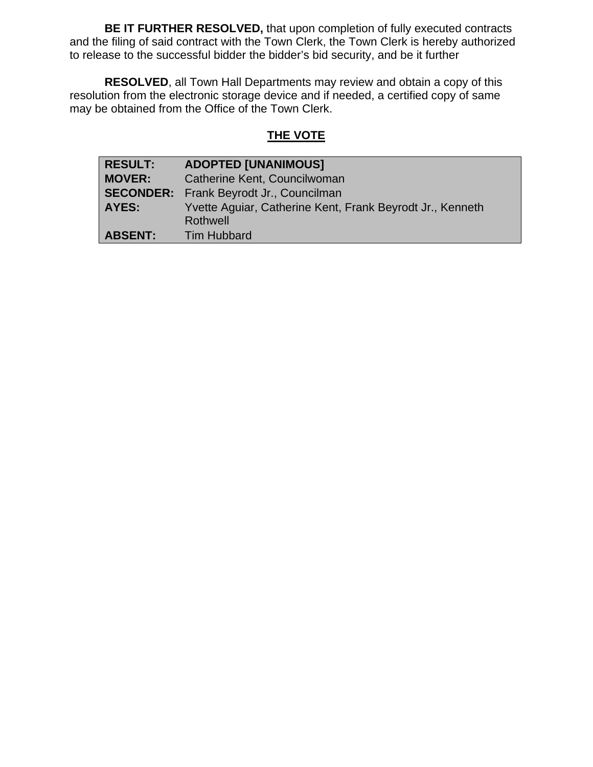**BE IT FURTHER RESOLVED,** that upon completion of fully executed contracts and the filing of said contract with the Town Clerk, the Town Clerk is hereby authorized to release to the successful bidder the bidder's bid security, and be it further

**RESOLVED**, all Town Hall Departments may review and obtain a copy of this resolution from the electronic storage device and if needed, a certified copy of same may be obtained from the Office of the Town Clerk.

## THE VOTE

| | |
|---|---|
| **RESULT:** | **ADOPTED [UNANIMOUS]** |
| **MOVER:** | Catherine Kent, Councilwoman |
| **SECONDER:** | Frank Beyrodt Jr., Councilman |
| **AYES:** | Yvette Aguiar, Catherine Kent, Frank Beyrodt Jr., Kenneth Rothwell |
| **ABSENT:** | Tim Hubbard |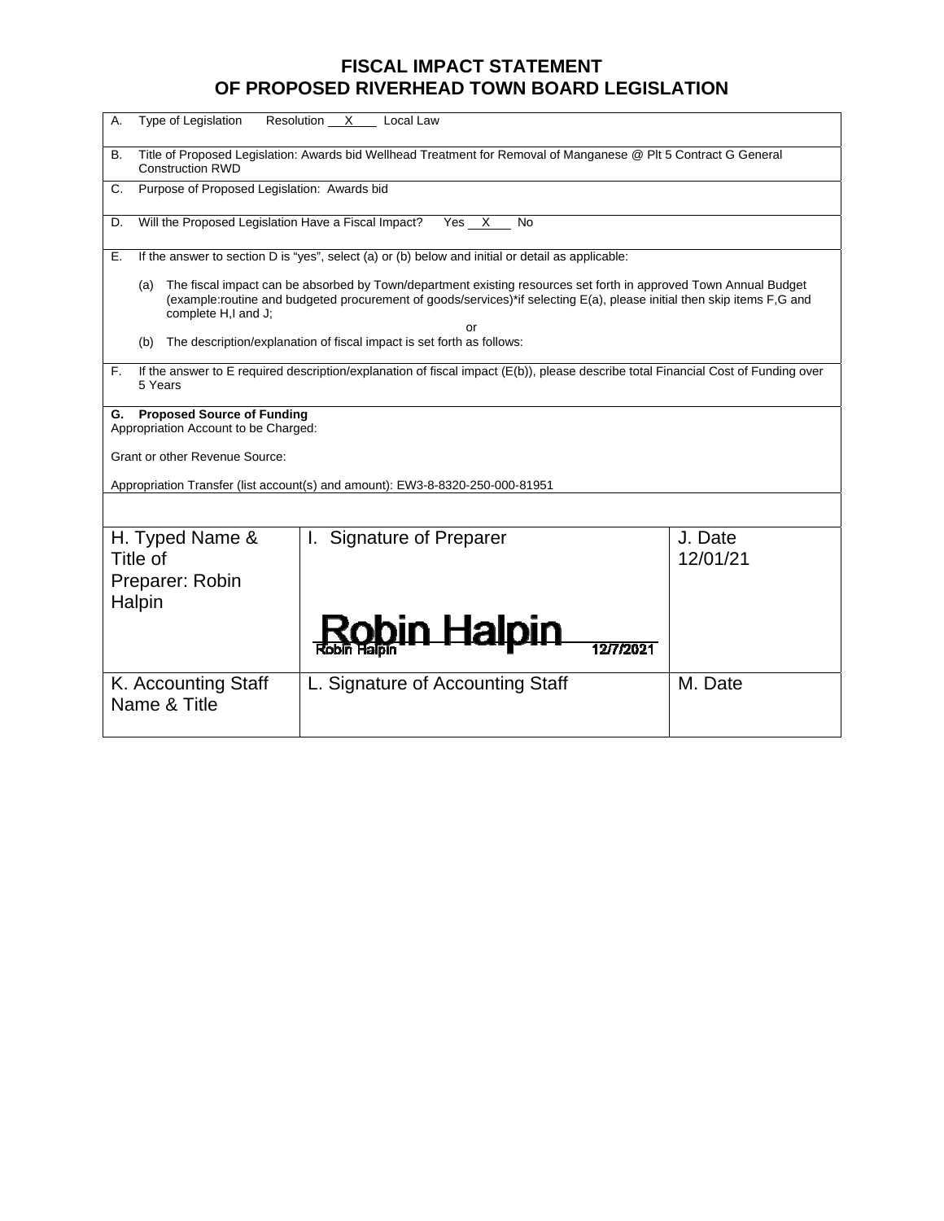# FISCAL IMPACT STATEMENT
# OF PROPOSED RIVERHEAD TOWN BOARD LEGISLATION

A. Type of Legislation     Resolution __X__ Local Law

B. Title of Proposed Legislation: Awards bid Wellhead Treatment for Removal of Manganese @ Plt 5 Contract G General Construction RWD

C. Purpose of Proposed Legislation: Awards bid

D. Will the Proposed Legislation Have a Fiscal Impact?     Yes __X__ No

E. If the answer to section D is "yes", select (a) or (b) below and initial or detail as applicable:

(a) The fiscal impact can be absorbed by Town/department existing resources set forth in approved Town Annual Budget (example:routine and budgeted procurement of goods/services)*if selecting E(a), please initial then skip items F,G and complete H,I and J;

or

(b) The description/explanation of fiscal impact is set forth as follows:

F. If the answer to E required description/explanation of fiscal impact (E(b)), please describe total Financial Cost of Funding over 5 Years

**G. Proposed Source of Funding**
Appropriation Account to be Charged:

Grant or other Revenue Source:

Appropriation Transfer (list account(s) and amount): EW3-8-8320-250-000-81951

| | | |
|---|---|---|
| H. Typed Name & Title of Preparer: Robin Halpin | I. Signature of Preparer<br>Robin Halpin<br>Robin Halpin 12/7/2021 | J. Date<br>12/01/21 |
| K. Accounting Staff Name & Title | L. Signature of Accounting Staff | M. Date |